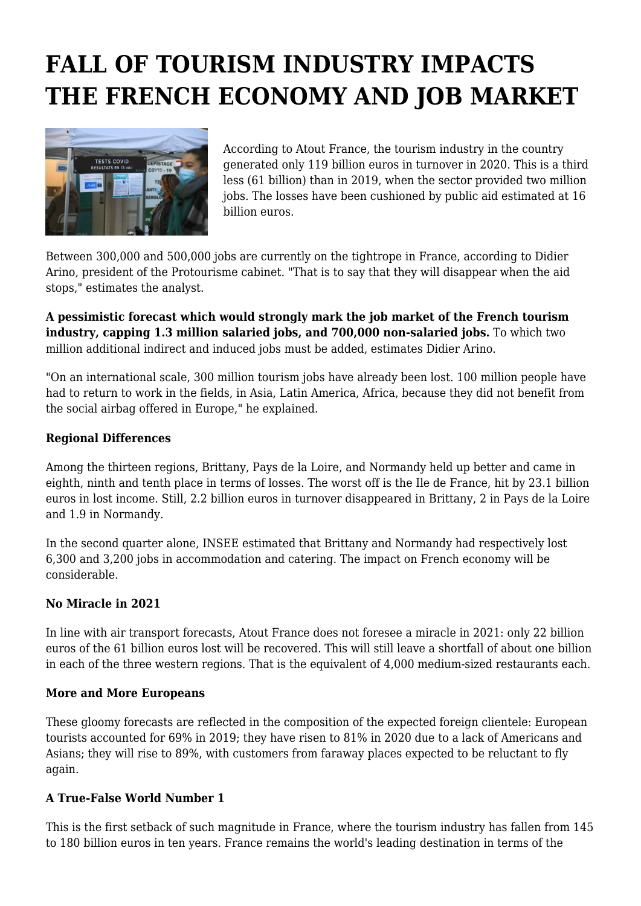# FALL OF TOURISM INDUSTRY IMPACTS THE FRENCH ECONOMY AND JOB MARKET

According to Atout France, the tourism industry in the country generated only 119 billion euros in turnover in 2020. This is a third less (61 billion) than in 2019, when the sector provided two million jobs. The losses have been cushioned by public aid estimated at 16 billion euros.

Between 300,000 and 500,000 jobs are currently on the tightrope in France, according to Didier Arino, president of the Protourisme cabinet. "That is to say that they will disappear when the aid stops," estimates the analyst.

**A pessimistic forecast which would strongly mark the job market of the French tourism industry, capping 1.3 million salaried jobs, and 700,000 non-salaried jobs.** To which two million additional indirect and induced jobs must be added, estimates Didier Arino.

"On an international scale, 300 million tourism jobs have already been lost. 100 million people have had to return to work in the fields, in Asia, Latin America, Africa, because they did not benefit from the social airbag offered in Europe," he explained.

**Regional Differences**

Among the thirteen regions, Brittany, Pays de la Loire, and Normandy held up better and came in eighth, ninth and tenth place in terms of losses. The worst off is the Ile de France, hit by 23.1 billion euros in lost income. Still, 2.2 billion euros in turnover disappeared in Brittany, 2 in Pays de la Loire and 1.9 in Normandy.

In the second quarter alone, INSEE estimated that Brittany and Normandy had respectively lost 6,300 and 3,200 jobs in accommodation and catering. The impact on French economy will be considerable.

**No Miracle in 2021**

In line with air transport forecasts, Atout France does not foresee a miracle in 2021: only 22 billion euros of the 61 billion euros lost will be recovered. This will still leave a shortfall of about one billion in each of the three western regions. That is the equivalent of 4,000 medium-sized restaurants each.

**More and More Europeans**

These gloomy forecasts are reflected in the composition of the expected foreign clientele: European tourists accounted for 69% in 2019; they have risen to 81% in 2020 due to a lack of Americans and Asians; they will rise to 89%, with customers from faraway places expected to be reluctant to fly again.

**A True-False World Number 1**

This is the first setback of such magnitude in France, where the tourism industry has fallen from 145 to 180 billion euros in ten years. France remains the world's leading destination in terms of the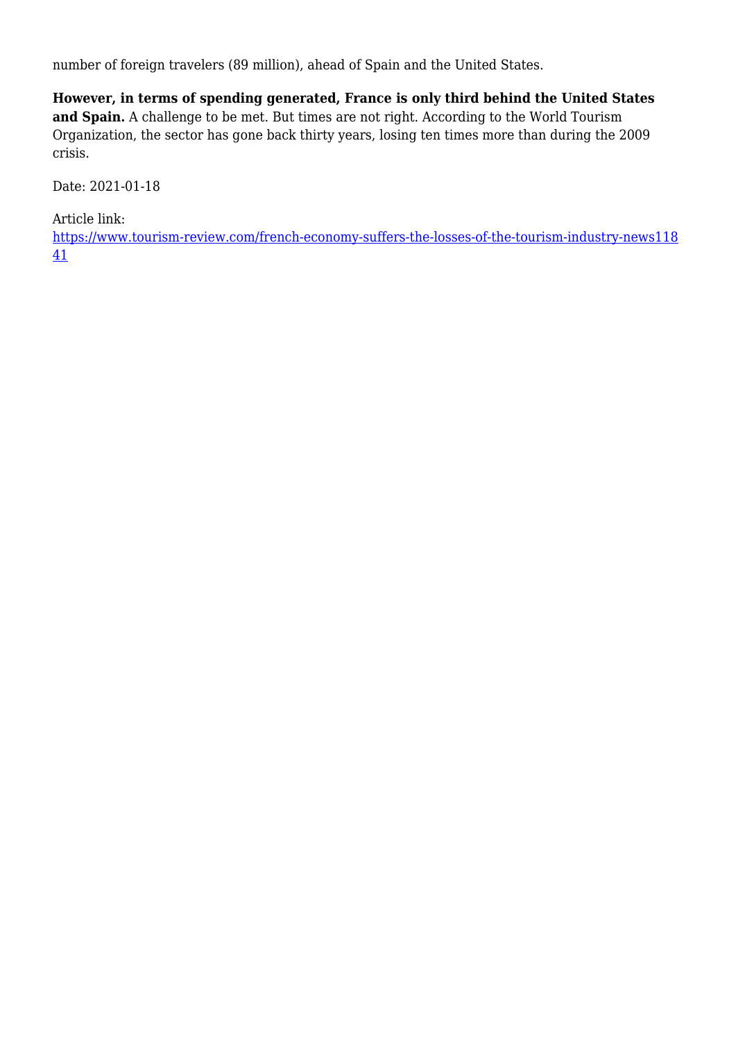number of foreign travelers (89 million), ahead of Spain and the United States.

**However, in terms of spending generated, France is only third behind the United States and Spain.** A challenge to be met. But times are not right. According to the World Tourism Organization, the sector has gone back thirty years, losing ten times more than during the 2009 crisis.

Date: 2021-01-18

Article link:
[https://www.tourism-review.com/french-economy-suffers-the-losses-of-the-tourism-industry-news11841](https://www.tourism-review.com/french-economy-suffers-the-losses-of-the-tourism-industry-news11841)